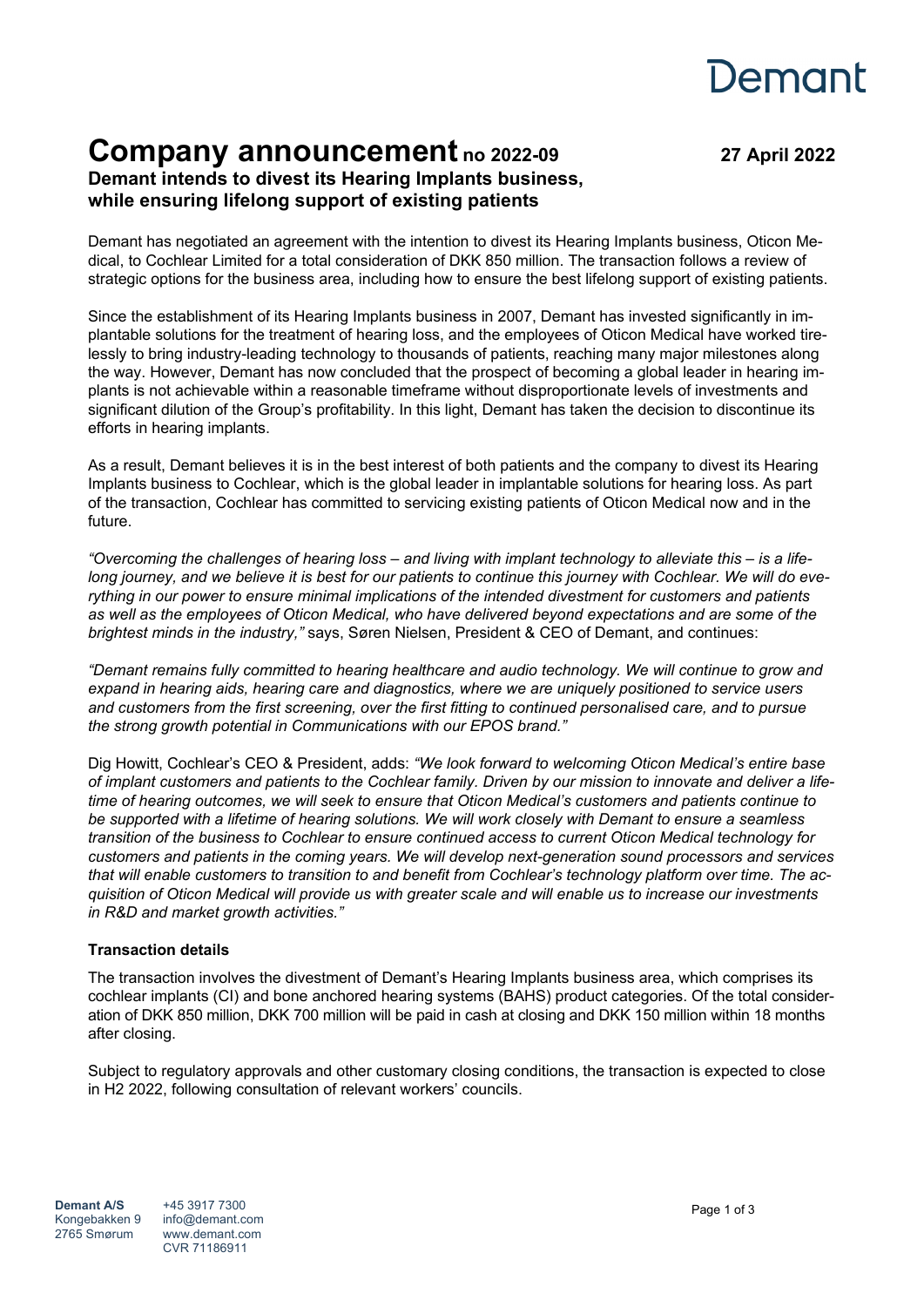Demant

# Company announcement no 2022-09

**27 April 2022**

## Demant intends to divest its Hearing Implants business, while ensuring lifelong support of existing patients

Demant has negotiated an agreement with the intention to divest its Hearing Implants business, Oticon Medical, to Cochlear Limited for a total consideration of DKK 850 million. The transaction follows a review of strategic options for the business area, including how to ensure the best lifelong support of existing patients.

Since the establishment of its Hearing Implants business in 2007, Demant has invested significantly in implantable solutions for the treatment of hearing loss, and the employees of Oticon Medical have worked tirelessly to bring industry-leading technology to thousands of patients, reaching many major milestones along the way. However, Demant has now concluded that the prospect of becoming a global leader in hearing implants is not achievable within a reasonable timeframe without disproportionate levels of investments and significant dilution of the Group's profitability. In this light, Demant has taken the decision to discontinue its efforts in hearing implants.

As a result, Demant believes it is in the best interest of both patients and the company to divest its Hearing Implants business to Cochlear, which is the global leader in implantable solutions for hearing loss. As part of the transaction, Cochlear has committed to servicing existing patients of Oticon Medical now and in the future.

*"Overcoming the challenges of hearing loss – and living with implant technology to alleviate this – is a lifelong journey, and we believe it is best for our patients to continue this journey with Cochlear. We will do everything in our power to ensure minimal implications of the intended divestment for customers and patients as well as the employees of Oticon Medical, who have delivered beyond expectations and are some of the brightest minds in the industry,"* says, Søren Nielsen, President & CEO of Demant, and continues:

*"Demant remains fully committed to hearing healthcare and audio technology. We will continue to grow and expand in hearing aids, hearing care and diagnostics, where we are uniquely positioned to service users and customers from the first screening, over the first fitting to continued personalised care, and to pursue the strong growth potential in Communications with our EPOS brand."*

Dig Howitt, Cochlear's CEO & President, adds: *"We look forward to welcoming Oticon Medical's entire base of implant customers and patients to the Cochlear family. Driven by our mission to innovate and deliver a lifetime of hearing outcomes, we will seek to ensure that Oticon Medical's customers and patients continue to be supported with a lifetime of hearing solutions. We will work closely with Demant to ensure a seamless transition of the business to Cochlear to ensure continued access to current Oticon Medical technology for customers and patients in the coming years. We will develop next-generation sound processors and services that will enable customers to transition to and benefit from Cochlear's technology platform over time. The acquisition of Oticon Medical will provide us with greater scale and will enable us to increase our investments in R&D and market growth activities."*

### Transaction details

The transaction involves the divestment of Demant's Hearing Implants business area, which comprises its cochlear implants (CI) and bone anchored hearing systems (BAHS) product categories. Of the total consideration of DKK 850 million, DKK 700 million will be paid in cash at closing and DKK 150 million within 18 months after closing.

Subject to regulatory approvals and other customary closing conditions, the transaction is expected to close in H2 2022, following consultation of relevant workers' councils.

**Demant A/S**
Kongebakken 9
2765 Smørum

+45 3917 7300
info@demant.com
www.demant.com
CVR 71186911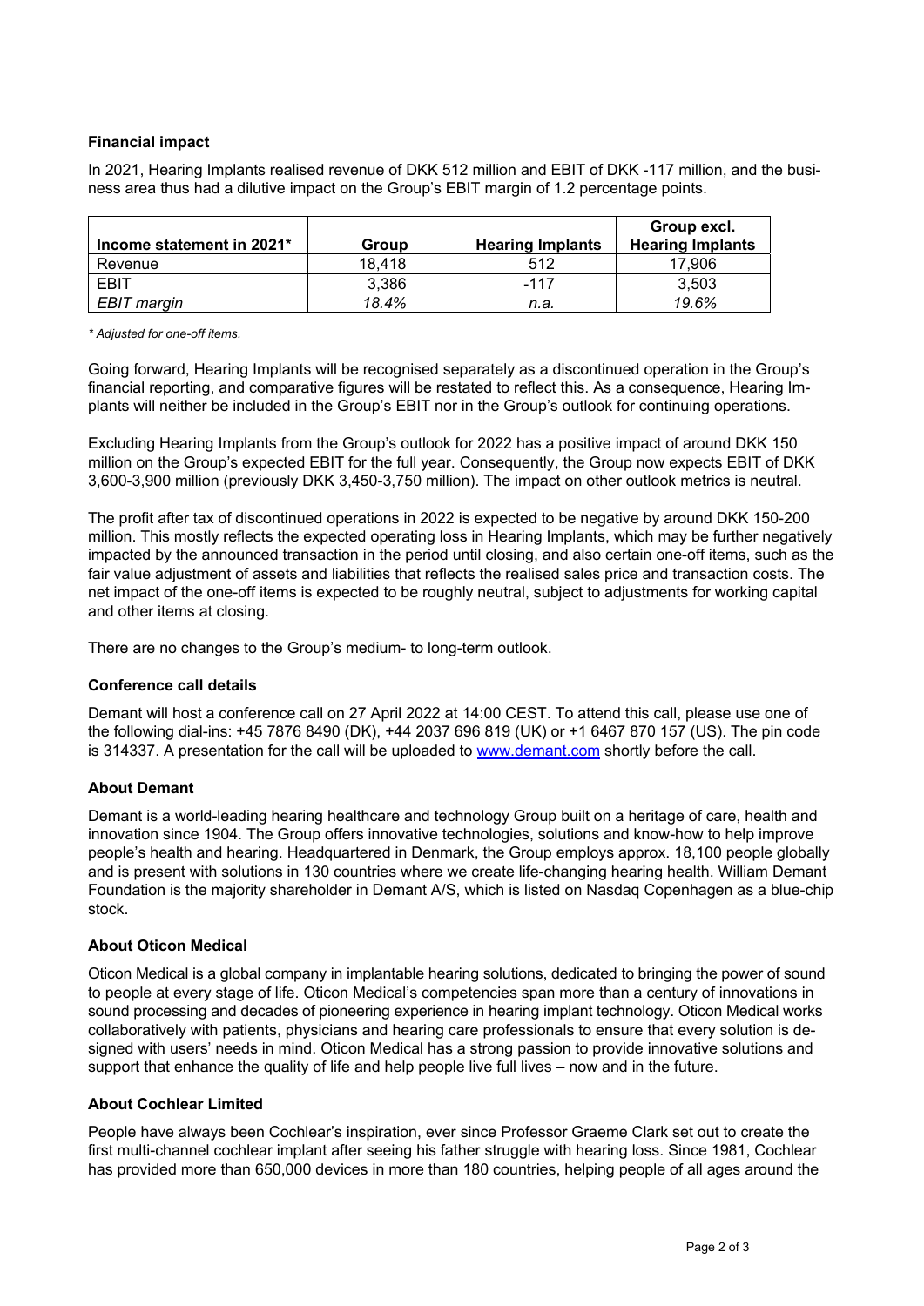### Financial impact

In 2021, Hearing Implants realised revenue of DKK 512 million and EBIT of DKK -117 million, and the business area thus had a dilutive impact on the Group's EBIT margin of 1.2 percentage points.

| Income statement in 2021* | Group | Hearing Implants | Group excl. Hearing Implants |
|---|---|---|---|
| Revenue | 18,418 | 512 | 17,906 |
| EBIT | 3,386 | -117 | 3,503 |
| *EBIT margin* | *18.4%* | *n.a.* | *19.6%* |

*\* Adjusted for one-off items.*

Going forward, Hearing Implants will be recognised separately as a discontinued operation in the Group's financial reporting, and comparative figures will be restated to reflect this. As a consequence, Hearing Implants will neither be included in the Group's EBIT nor in the Group's outlook for continuing operations.

Excluding Hearing Implants from the Group's outlook for 2022 has a positive impact of around DKK 150 million on the Group's expected EBIT for the full year. Consequently, the Group now expects EBIT of DKK 3,600-3,900 million (previously DKK 3,450-3,750 million). The impact on other outlook metrics is neutral.

The profit after tax of discontinued operations in 2022 is expected to be negative by around DKK 150-200 million. This mostly reflects the expected operating loss in Hearing Implants, which may be further negatively impacted by the announced transaction in the period until closing, and also certain one-off items, such as the fair value adjustment of assets and liabilities that reflects the realised sales price and transaction costs. The net impact of the one-off items is expected to be roughly neutral, subject to adjustments for working capital and other items at closing.

There are no changes to the Group's medium- to long-term outlook.

### Conference call details

Demant will host a conference call on 27 April 2022 at 14:00 CEST. To attend this call, please use one of the following dial-ins: +45 7876 8490 (DK), +44 2037 696 819 (UK) or +1 6467 870 157 (US). The pin code is 314337. A presentation for the call will be uploaded to www.demant.com shortly before the call.

### About Demant

Demant is a world-leading hearing healthcare and technology Group built on a heritage of care, health and innovation since 1904. The Group offers innovative technologies, solutions and know-how to help improve people's health and hearing. Headquartered in Denmark, the Group employs approx. 18,100 people globally and is present with solutions in 130 countries where we create life-changing hearing health. William Demant Foundation is the majority shareholder in Demant A/S, which is listed on Nasdaq Copenhagen as a blue-chip stock.

### About Oticon Medical

Oticon Medical is a global company in implantable hearing solutions, dedicated to bringing the power of sound to people at every stage of life. Oticon Medical's competencies span more than a century of innovations in sound processing and decades of pioneering experience in hearing implant technology. Oticon Medical works collaboratively with patients, physicians and hearing care professionals to ensure that every solution is designed with users' needs in mind. Oticon Medical has a strong passion to provide innovative solutions and support that enhance the quality of life and help people live full lives – now and in the future.

### About Cochlear Limited

People have always been Cochlear's inspiration, ever since Professor Graeme Clark set out to create the first multi-channel cochlear implant after seeing his father struggle with hearing loss. Since 1981, Cochlear has provided more than 650,000 devices in more than 180 countries, helping people of all ages around the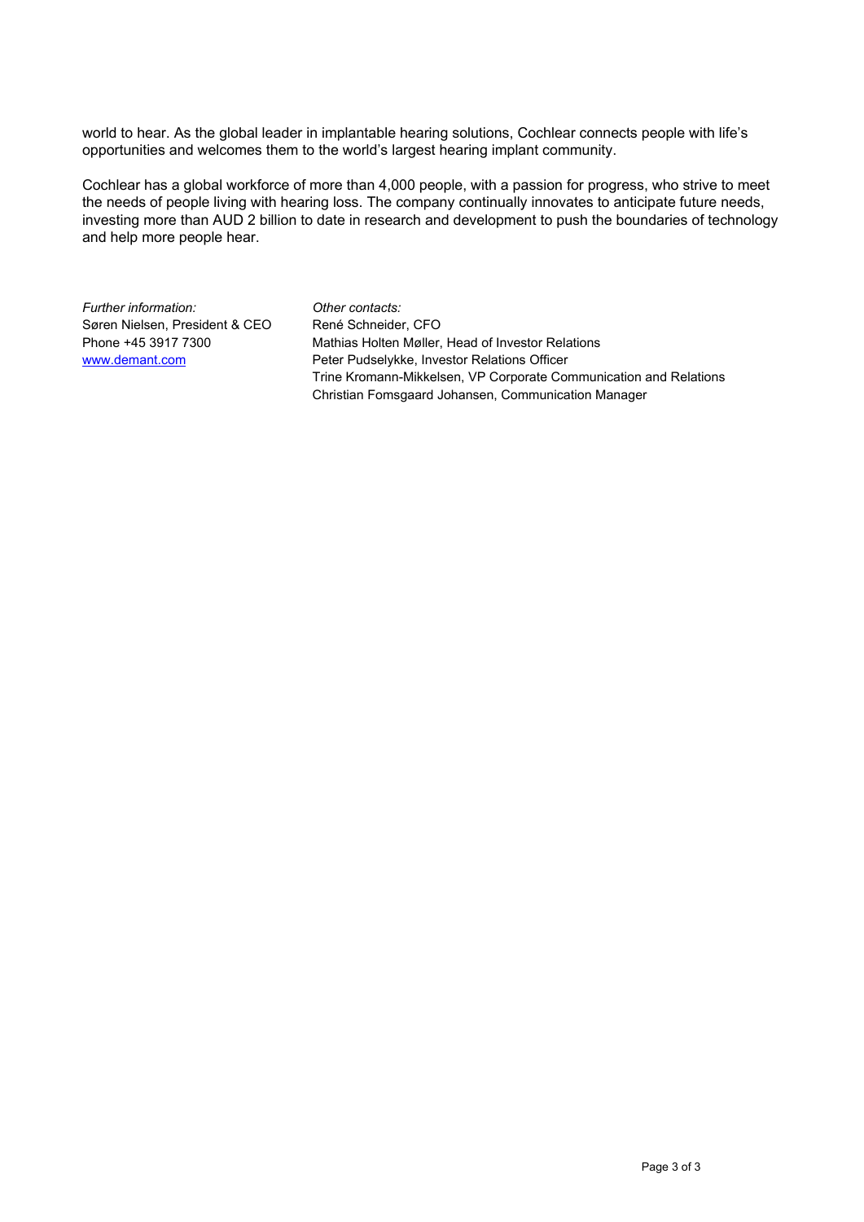world to hear. As the global leader in implantable hearing solutions, Cochlear connects people with life's opportunities and welcomes them to the world's largest hearing implant community.

Cochlear has a global workforce of more than 4,000 people, with a passion for progress, who strive to meet the needs of people living with hearing loss. The company continually innovates to anticipate future needs, investing more than AUD 2 billion to date in research and development to push the boundaries of technology and help more people hear.

*Further information:*
Søren Nielsen, President & CEO
Phone +45 3917 7300
[www.demant.com](http://www.demant.com)

*Other contacts:*
René Schneider, CFO
Mathias Holten Møller, Head of Investor Relations
Peter Pudselykke, Investor Relations Officer
Trine Kromann-Mikkelsen, VP Corporate Communication and Relations
Christian Fomsgaard Johansen, Communication Manager